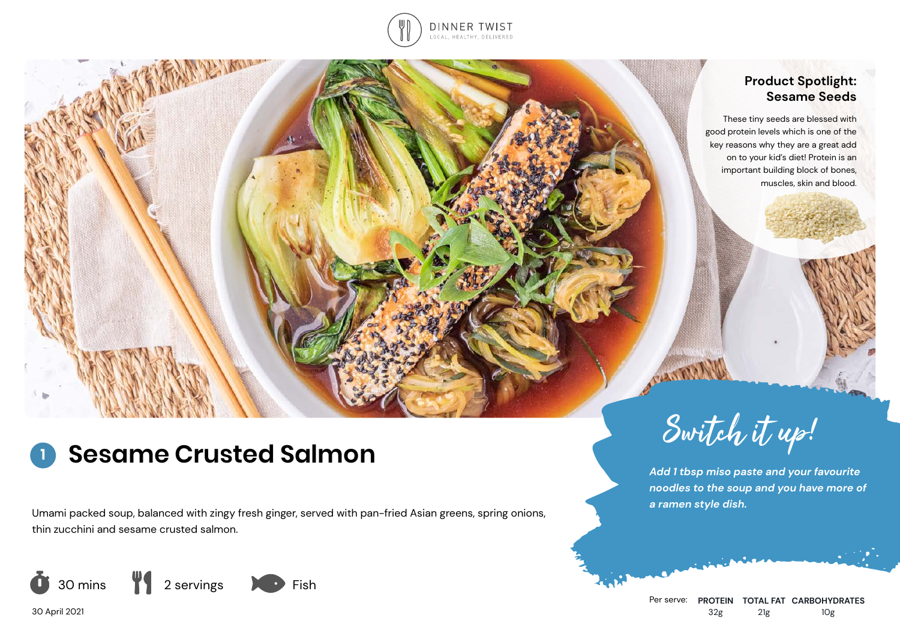DINNER TWIST

LOCAL, HEALTHY, DELIVERED

## Product Spotlight: Sesame Seeds

These tiny seeds are blessed with good protein levels which is one of the key reasons why they are a great add on to your kid's diet! Protein is an important building block of bones, muscles, skin and blood.

# 1 Sesame Crusted Salmon

Umami packed soup, balanced with zingy fresh ginger, served with pan-fried Asian greens, spring onions, thin zucchini and sesame crusted salmon.

30 mins | 2 servings | Fish

30 April 2021

## Switch it up!

***Add 1 tbsp miso paste and your favourite noodles to the soup and you have more of a ramen style dish.***

| Per serve: | PROTEIN | TOTAL FAT | CARBOHYDRATES |
|---|---|---|---|
| | 32g | 21g | 10g |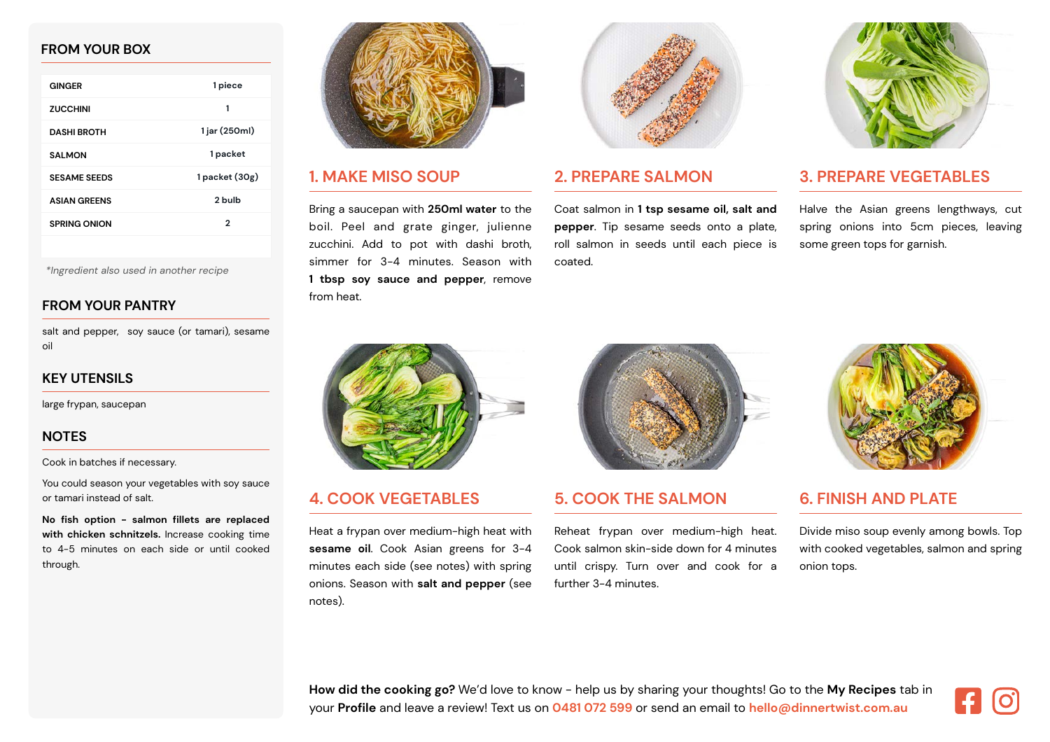## FROM YOUR BOX

| | |
|---|---|
| GINGER | 1 piece |
| ZUCCHINI | 1 |
| DASHI BROTH | 1 jar (250ml) |
| SALMON | 1 packet |
| SESAME SEEDS | 1 packet (30g) |
| ASIAN GREENS | 2 bulb |
| SPRING ONION | 2 |

*\*Ingredient also used in another recipe*

## FROM YOUR PANTRY

salt and pepper, soy sauce (or tamari), sesame oil

## KEY UTENSILS

large frypan, saucepan

## NOTES

Cook in batches if necessary.

You could season your vegetables with soy sauce or tamari instead of salt.

**No fish option - salmon fillets are replaced with chicken schnitzels.** Increase cooking time to 4-5 minutes on each side or until cooked through.

## 1. MAKE MISO SOUP

Bring a saucepan with **250ml water** to the boil. Peel and grate ginger, julienne zucchini. Add to pot with dashi broth, simmer for 3-4 minutes. Season with **1 tbsp soy sauce and pepper**, remove from heat.

## 2. PREPARE SALMON

Coat salmon in **1 tsp sesame oil, salt and pepper**. Tip sesame seeds onto a plate, roll salmon in seeds until each piece is coated.

## 3. PREPARE VEGETABLES

Halve the Asian greens lengthways, cut spring onions into 5cm pieces, leaving some green tops for garnish.

## 4. COOK VEGETABLES

Heat a frypan over medium-high heat with **sesame oil**. Cook Asian greens for 3-4 minutes each side (see notes) with spring onions. Season with **salt and pepper** (see notes).

## 5. COOK THE SALMON

Reheat frypan over medium-high heat. Cook salmon skin-side down for 4 minutes until crispy. Turn over and cook for a further 3-4 minutes.

## 6. FINISH AND PLATE

Divide miso soup evenly among bowls. Top with cooked vegetables, salmon and spring onion tops.

**How did the cooking go?** We'd love to know - help us by sharing your thoughts! Go to the **My Recipes** tab in your **Profile** and leave a review! Text us on 0481 072 599 or send an email to hello@dinnertwist.com.au